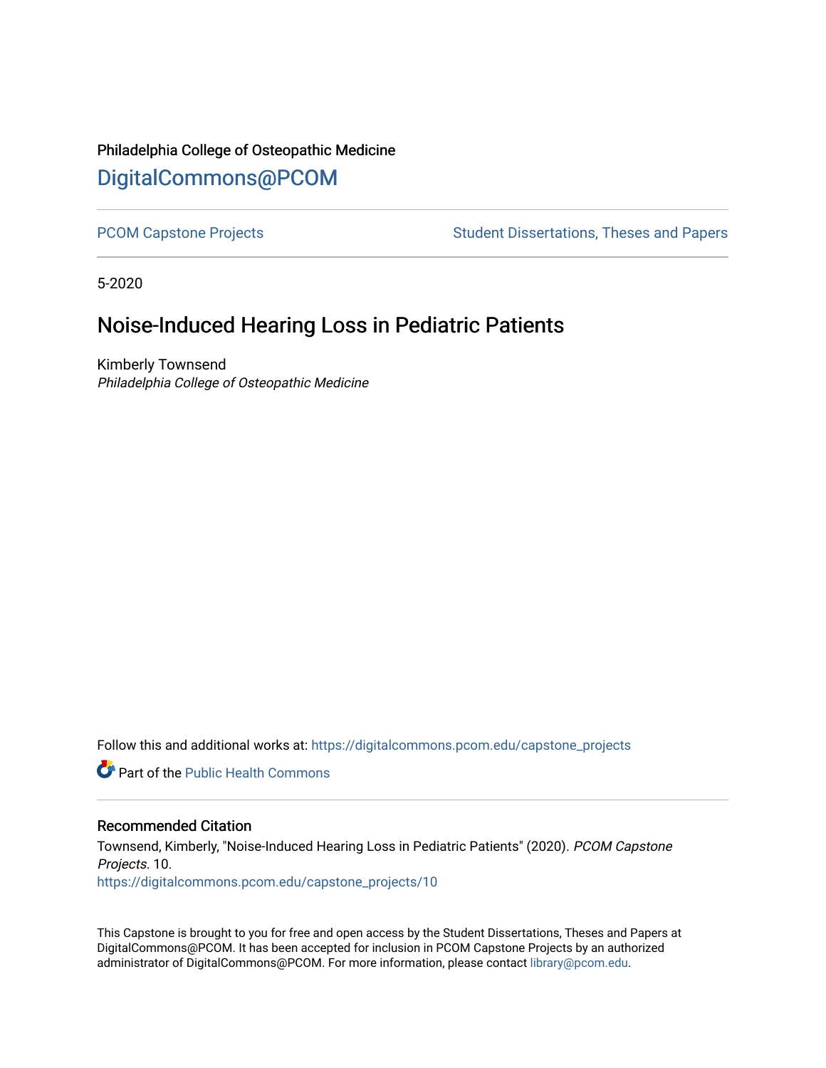Philadelphia College of Osteopathic Medicine

## DigitalCommons@PCOM

PCOM Capstone Projects | Student Dissertations, Theses and Papers

5-2020

# Noise-Induced Hearing Loss in Pediatric Patients

Kimberly Townsend
*Philadelphia College of Osteopathic Medicine*

Follow this and additional works at: https://digitalcommons.pcom.edu/capstone_projects

Part of the Public Health Commons

### Recommended Citation

Townsend, Kimberly, "Noise-Induced Hearing Loss in Pediatric Patients" (2020). *PCOM Capstone Projects*. 10.
https://digitalcommons.pcom.edu/capstone_projects/10

This Capstone is brought to you for free and open access by the Student Dissertations, Theses and Papers at DigitalCommons@PCOM. It has been accepted for inclusion in PCOM Capstone Projects by an authorized administrator of DigitalCommons@PCOM. For more information, please contact library@pcom.edu.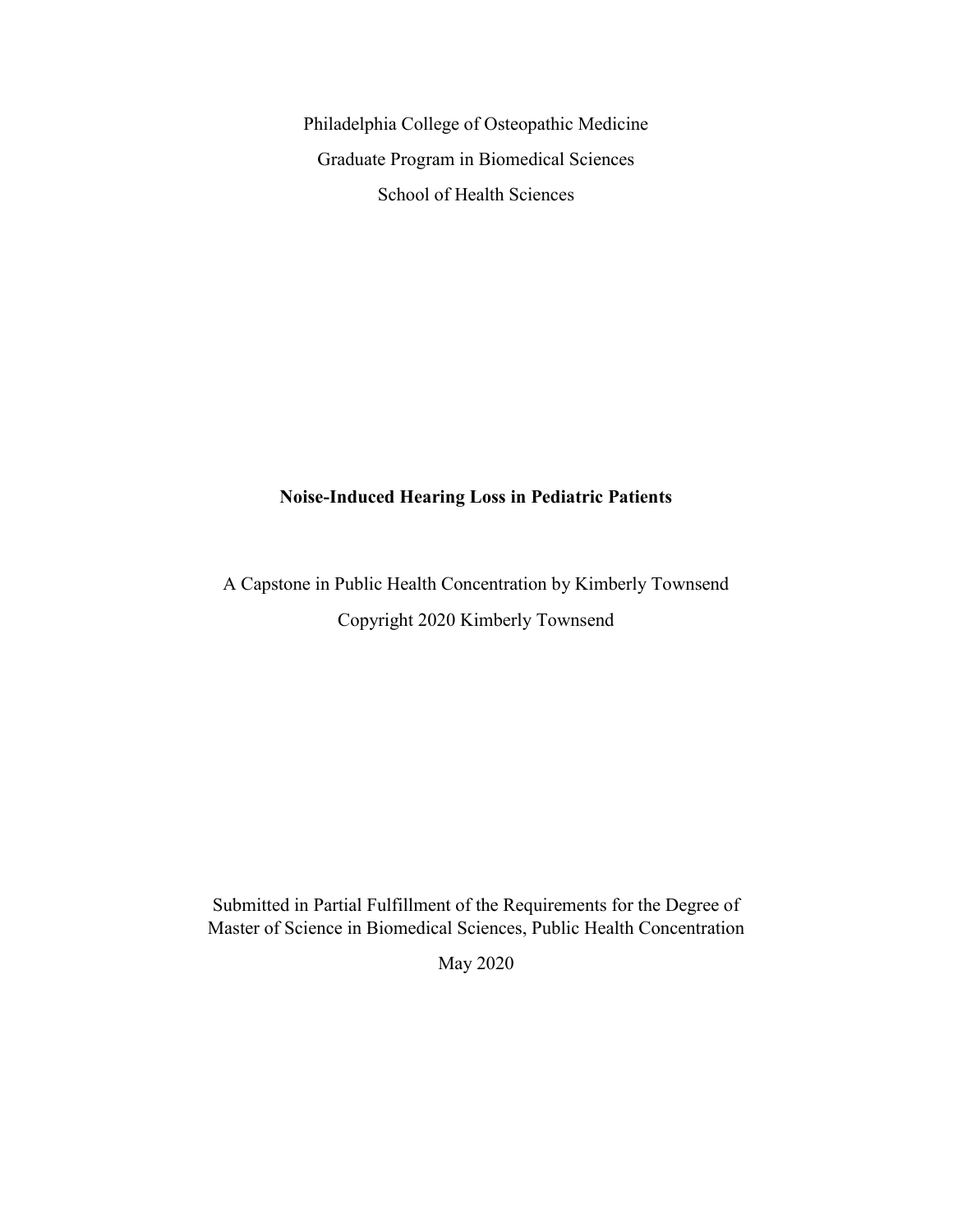Philadelphia College of Osteopathic Medicine

Graduate Program in Biomedical Sciences

School of Health Sciences

**Noise-Induced Hearing Loss in Pediatric Patients**

A Capstone in Public Health Concentration by Kimberly Townsend

Copyright 2020 Kimberly Townsend

Submitted in Partial Fulfillment of the Requirements for the Degree of Master of Science in Biomedical Sciences, Public Health Concentration

May 2020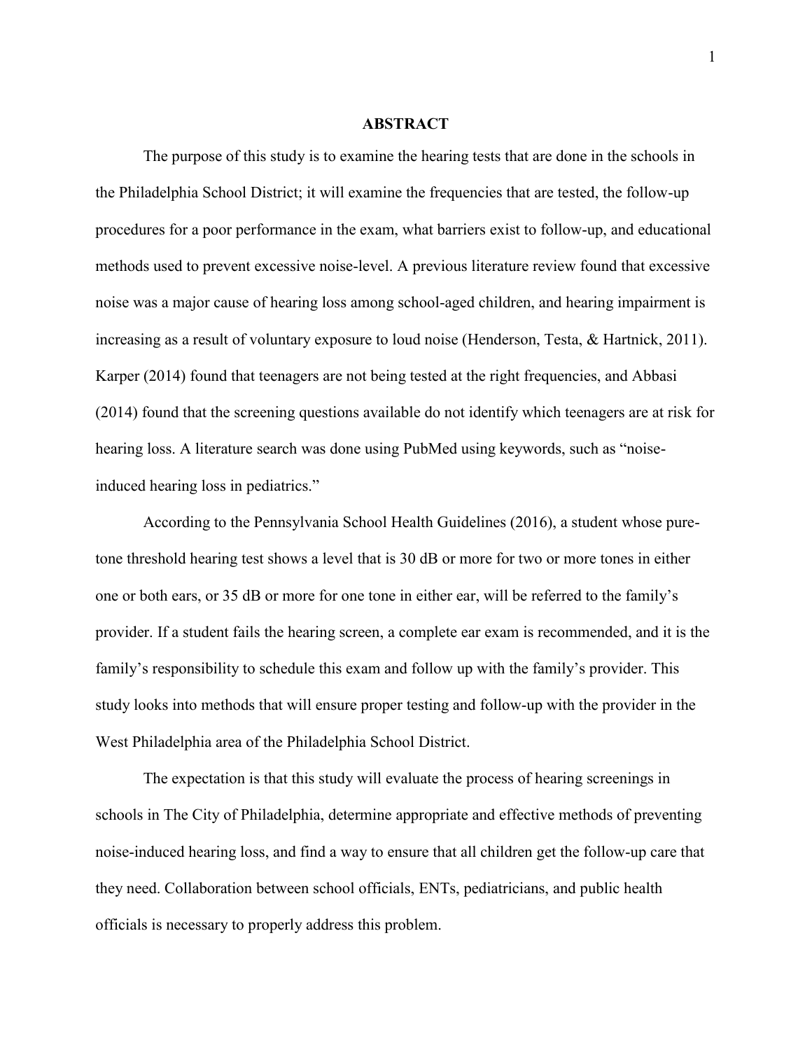## ABSTRACT

The purpose of this study is to examine the hearing tests that are done in the schools in the Philadelphia School District; it will examine the frequencies that are tested, the follow-up procedures for a poor performance in the exam, what barriers exist to follow-up, and educational methods used to prevent excessive noise-level. A previous literature review found that excessive noise was a major cause of hearing loss among school-aged children, and hearing impairment is increasing as a result of voluntary exposure to loud noise (Henderson, Testa, & Hartnick, 2011). Karper (2014) found that teenagers are not being tested at the right frequencies, and Abbasi (2014) found that the screening questions available do not identify which teenagers are at risk for hearing loss. A literature search was done using PubMed using keywords, such as "noise-induced hearing loss in pediatrics."

According to the Pennsylvania School Health Guidelines (2016), a student whose pure-tone threshold hearing test shows a level that is 30 dB or more for two or more tones in either one or both ears, or 35 dB or more for one tone in either ear, will be referred to the family's provider. If a student fails the hearing screen, a complete ear exam is recommended, and it is the family's responsibility to schedule this exam and follow up with the family's provider. This study looks into methods that will ensure proper testing and follow-up with the provider in the West Philadelphia area of the Philadelphia School District.

The expectation is that this study will evaluate the process of hearing screenings in schools in The City of Philadelphia, determine appropriate and effective methods of preventing noise-induced hearing loss, and find a way to ensure that all children get the follow-up care that they need. Collaboration between school officials, ENTs, pediatricians, and public health officials is necessary to properly address this problem.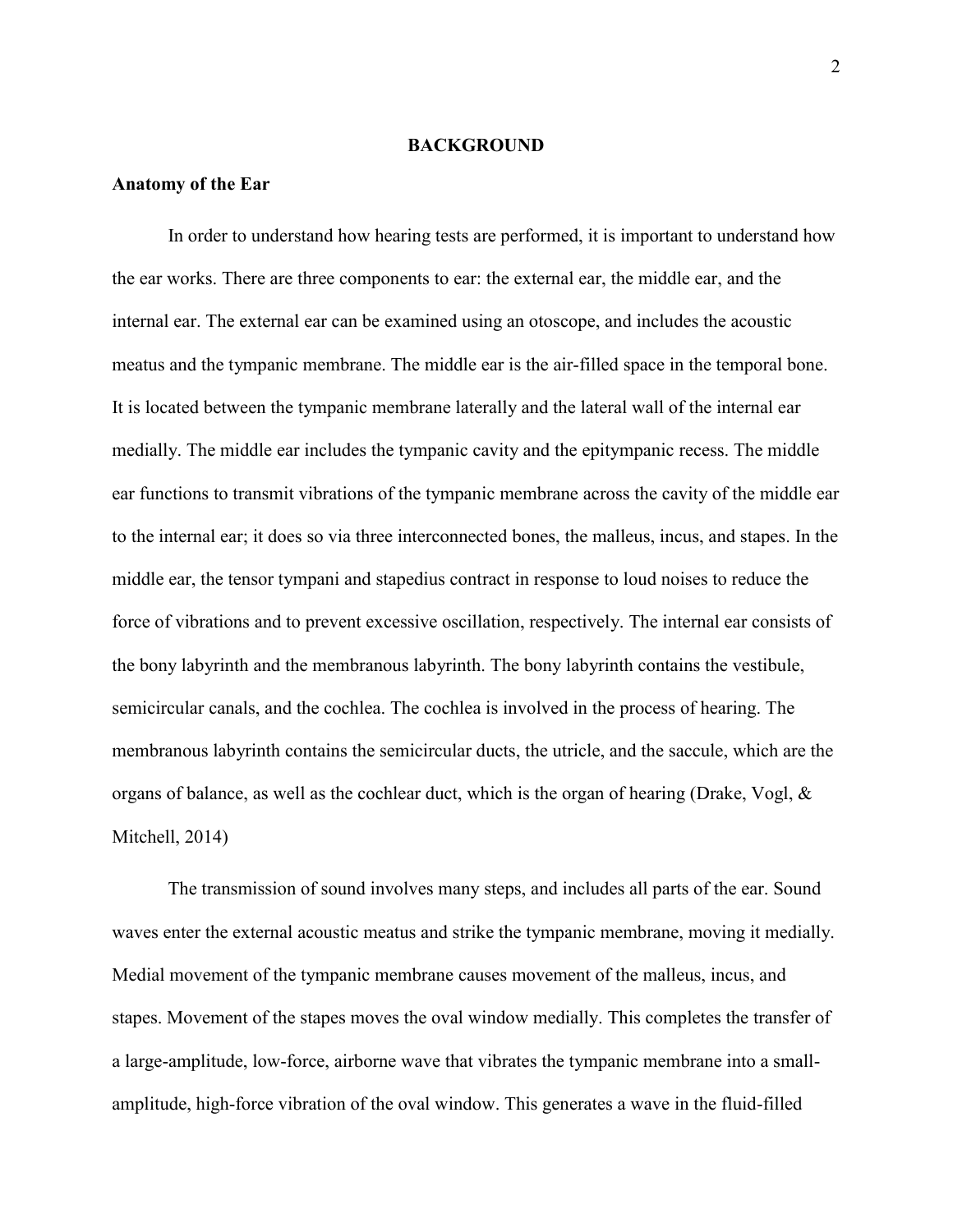## BACKGROUND

### Anatomy of the Ear

In order to understand how hearing tests are performed, it is important to understand how the ear works. There are three components to ear: the external ear, the middle ear, and the internal ear. The external ear can be examined using an otoscope, and includes the acoustic meatus and the tympanic membrane. The middle ear is the air-filled space in the temporal bone. It is located between the tympanic membrane laterally and the lateral wall of the internal ear medially. The middle ear includes the tympanic cavity and the epitympanic recess. The middle ear functions to transmit vibrations of the tympanic membrane across the cavity of the middle ear to the internal ear; it does so via three interconnected bones, the malleus, incus, and stapes. In the middle ear, the tensor tympani and stapedius contract in response to loud noises to reduce the force of vibrations and to prevent excessive oscillation, respectively. The internal ear consists of the bony labyrinth and the membranous labyrinth. The bony labyrinth contains the vestibule, semicircular canals, and the cochlea. The cochlea is involved in the process of hearing. The membranous labyrinth contains the semicircular ducts, the utricle, and the saccule, which are the organs of balance, as well as the cochlear duct, which is the organ of hearing (Drake, Vogl, & Mitchell, 2014)

The transmission of sound involves many steps, and includes all parts of the ear. Sound waves enter the external acoustic meatus and strike the tympanic membrane, moving it medially. Medial movement of the tympanic membrane causes movement of the malleus, incus, and stapes. Movement of the stapes moves the oval window medially. This completes the transfer of a large-amplitude, low-force, airborne wave that vibrates the tympanic membrane into a small-amplitude, high-force vibration of the oval window. This generates a wave in the fluid-filled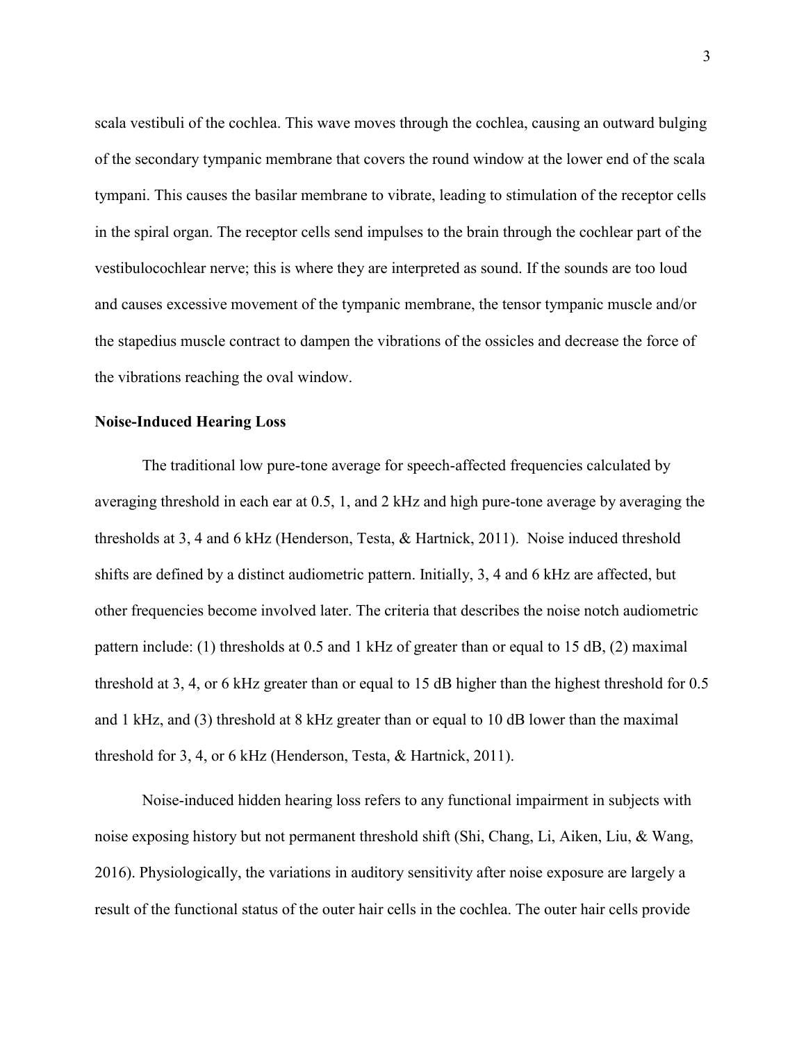scala vestibuli of the cochlea. This wave moves through the cochlea, causing an outward bulging of the secondary tympanic membrane that covers the round window at the lower end of the scala tympani. This causes the basilar membrane to vibrate, leading to stimulation of the receptor cells in the spiral organ. The receptor cells send impulses to the brain through the cochlear part of the vestibulocochlear nerve; this is where they are interpreted as sound. If the sounds are too loud and causes excessive movement of the tympanic membrane, the tensor tympanic muscle and/or the stapedius muscle contract to dampen the vibrations of the ossicles and decrease the force of the vibrations reaching the oval window.

**Noise-Induced Hearing Loss**

The traditional low pure-tone average for speech-affected frequencies calculated by averaging threshold in each ear at 0.5, 1, and 2 kHz and high pure-tone average by averaging the thresholds at 3, 4 and 6 kHz (Henderson, Testa, & Hartnick, 2011). Noise induced threshold shifts are defined by a distinct audiometric pattern. Initially, 3, 4 and 6 kHz are affected, but other frequencies become involved later. The criteria that describes the noise notch audiometric pattern include: (1) thresholds at 0.5 and 1 kHz of greater than or equal to 15 dB, (2) maximal threshold at 3, 4, or 6 kHz greater than or equal to 15 dB higher than the highest threshold for 0.5 and 1 kHz, and (3) threshold at 8 kHz greater than or equal to 10 dB lower than the maximal threshold for 3, 4, or 6 kHz (Henderson, Testa, & Hartnick, 2011).

Noise-induced hidden hearing loss refers to any functional impairment in subjects with noise exposing history but not permanent threshold shift (Shi, Chang, Li, Aiken, Liu, & Wang, 2016). Physiologically, the variations in auditory sensitivity after noise exposure are largely a result of the functional status of the outer hair cells in the cochlea. The outer hair cells provide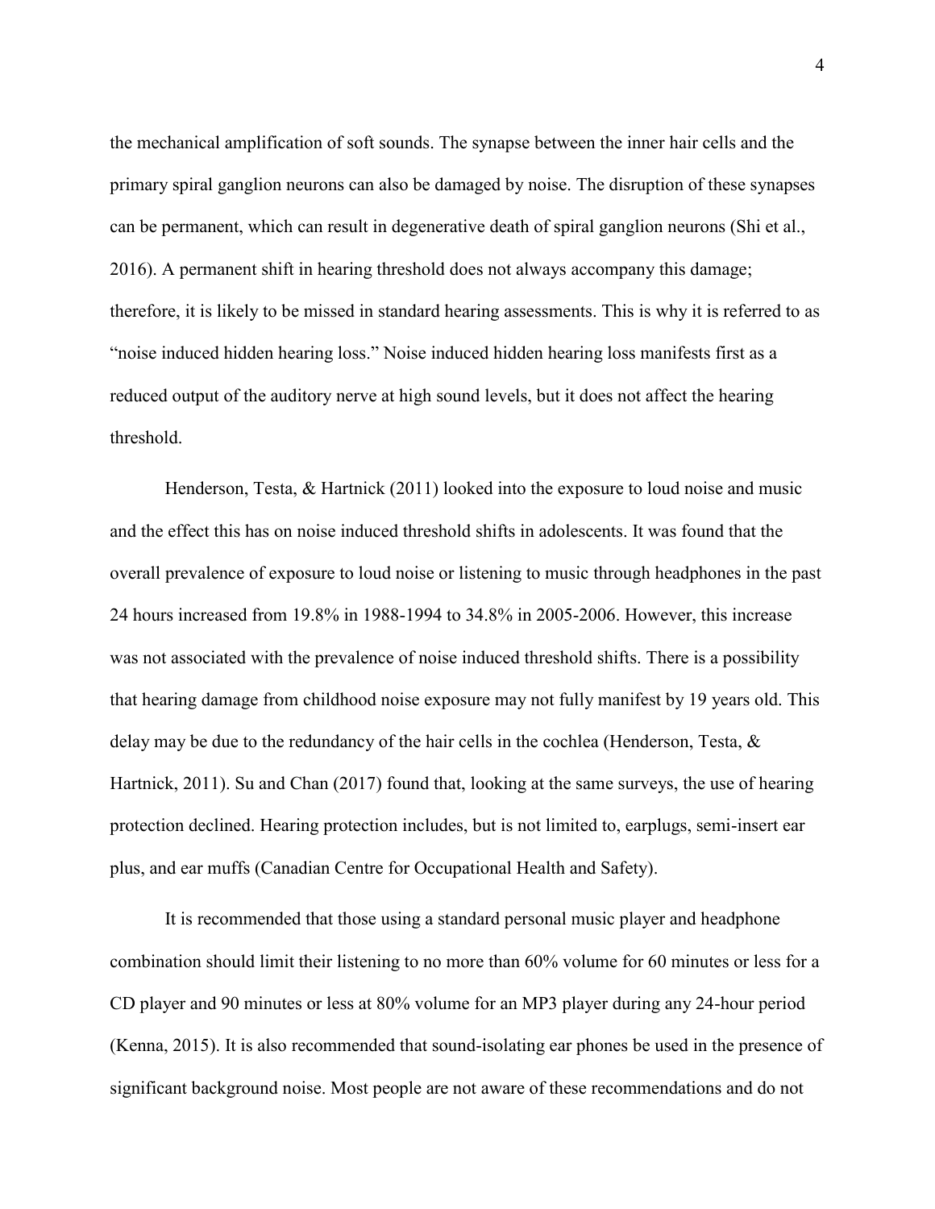the mechanical amplification of soft sounds. The synapse between the inner hair cells and the primary spiral ganglion neurons can also be damaged by noise. The disruption of these synapses can be permanent, which can result in degenerative death of spiral ganglion neurons (Shi et al., 2016). A permanent shift in hearing threshold does not always accompany this damage; therefore, it is likely to be missed in standard hearing assessments. This is why it is referred to as "noise induced hidden hearing loss." Noise induced hidden hearing loss manifests first as a reduced output of the auditory nerve at high sound levels, but it does not affect the hearing threshold.

Henderson, Testa, & Hartnick (2011) looked into the exposure to loud noise and music and the effect this has on noise induced threshold shifts in adolescents. It was found that the overall prevalence of exposure to loud noise or listening to music through headphones in the past 24 hours increased from 19.8% in 1988-1994 to 34.8% in 2005-2006. However, this increase was not associated with the prevalence of noise induced threshold shifts. There is a possibility that hearing damage from childhood noise exposure may not fully manifest by 19 years old. This delay may be due to the redundancy of the hair cells in the cochlea (Henderson, Testa, & Hartnick, 2011). Su and Chan (2017) found that, looking at the same surveys, the use of hearing protection declined. Hearing protection includes, but is not limited to, earplugs, semi-insert ear plus, and ear muffs (Canadian Centre for Occupational Health and Safety).

It is recommended that those using a standard personal music player and headphone combination should limit their listening to no more than 60% volume for 60 minutes or less for a CD player and 90 minutes or less at 80% volume for an MP3 player during any 24-hour period (Kenna, 2015). It is also recommended that sound-isolating ear phones be used in the presence of significant background noise. Most people are not aware of these recommendations and do not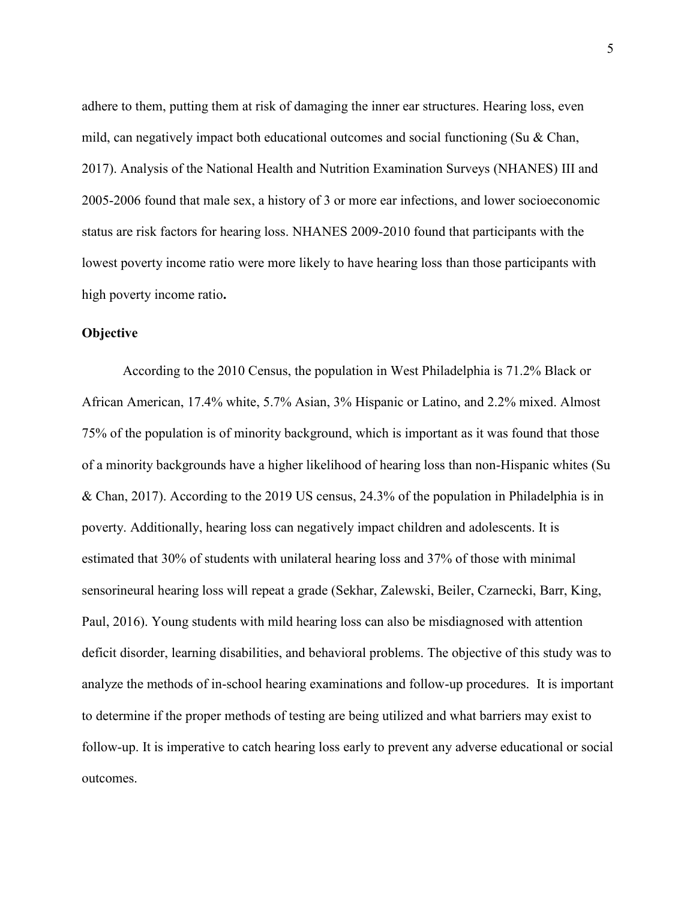adhere to them, putting them at risk of damaging the inner ear structures. Hearing loss, even mild, can negatively impact both educational outcomes and social functioning (Su & Chan, 2017). Analysis of the National Health and Nutrition Examination Surveys (NHANES) III and 2005-2006 found that male sex, a history of 3 or more ear infections, and lower socioeconomic status are risk factors for hearing loss. NHANES 2009-2010 found that participants with the lowest poverty income ratio were more likely to have hearing loss than those participants with high poverty income ratio**.**

**Objective**

According to the 2010 Census, the population in West Philadelphia is 71.2% Black or African American, 17.4% white, 5.7% Asian, 3% Hispanic or Latino, and 2.2% mixed. Almost 75% of the population is of minority background, which is important as it was found that those of a minority backgrounds have a higher likelihood of hearing loss than non-Hispanic whites (Su & Chan, 2017). According to the 2019 US census, 24.3% of the population in Philadelphia is in poverty. Additionally, hearing loss can negatively impact children and adolescents. It is estimated that 30% of students with unilateral hearing loss and 37% of those with minimal sensorineural hearing loss will repeat a grade (Sekhar, Zalewski, Beiler, Czarnecki, Barr, King, Paul, 2016). Young students with mild hearing loss can also be misdiagnosed with attention deficit disorder, learning disabilities, and behavioral problems. The objective of this study was to analyze the methods of in-school hearing examinations and follow-up procedures. It is important to determine if the proper methods of testing are being utilized and what barriers may exist to follow-up. It is imperative to catch hearing loss early to prevent any adverse educational or social outcomes.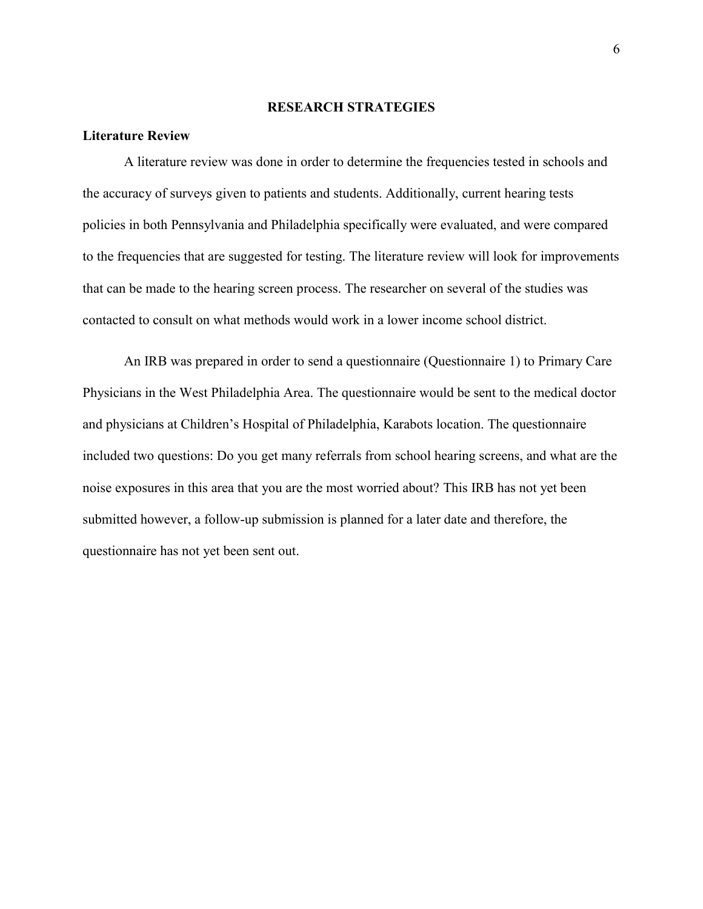## RESEARCH STRATEGIES

### Literature Review

A literature review was done in order to determine the frequencies tested in schools and the accuracy of surveys given to patients and students. Additionally, current hearing tests policies in both Pennsylvania and Philadelphia specifically were evaluated, and were compared to the frequencies that are suggested for testing. The literature review will look for improvements that can be made to the hearing screen process. The researcher on several of the studies was contacted to consult on what methods would work in a lower income school district.

An IRB was prepared in order to send a questionnaire (Questionnaire 1) to Primary Care Physicians in the West Philadelphia Area. The questionnaire would be sent to the medical doctor and physicians at Children's Hospital of Philadelphia, Karabots location. The questionnaire included two questions: Do you get many referrals from school hearing screens, and what are the noise exposures in this area that you are the most worried about? This IRB has not yet been submitted however, a follow-up submission is planned for a later date and therefore, the questionnaire has not yet been sent out.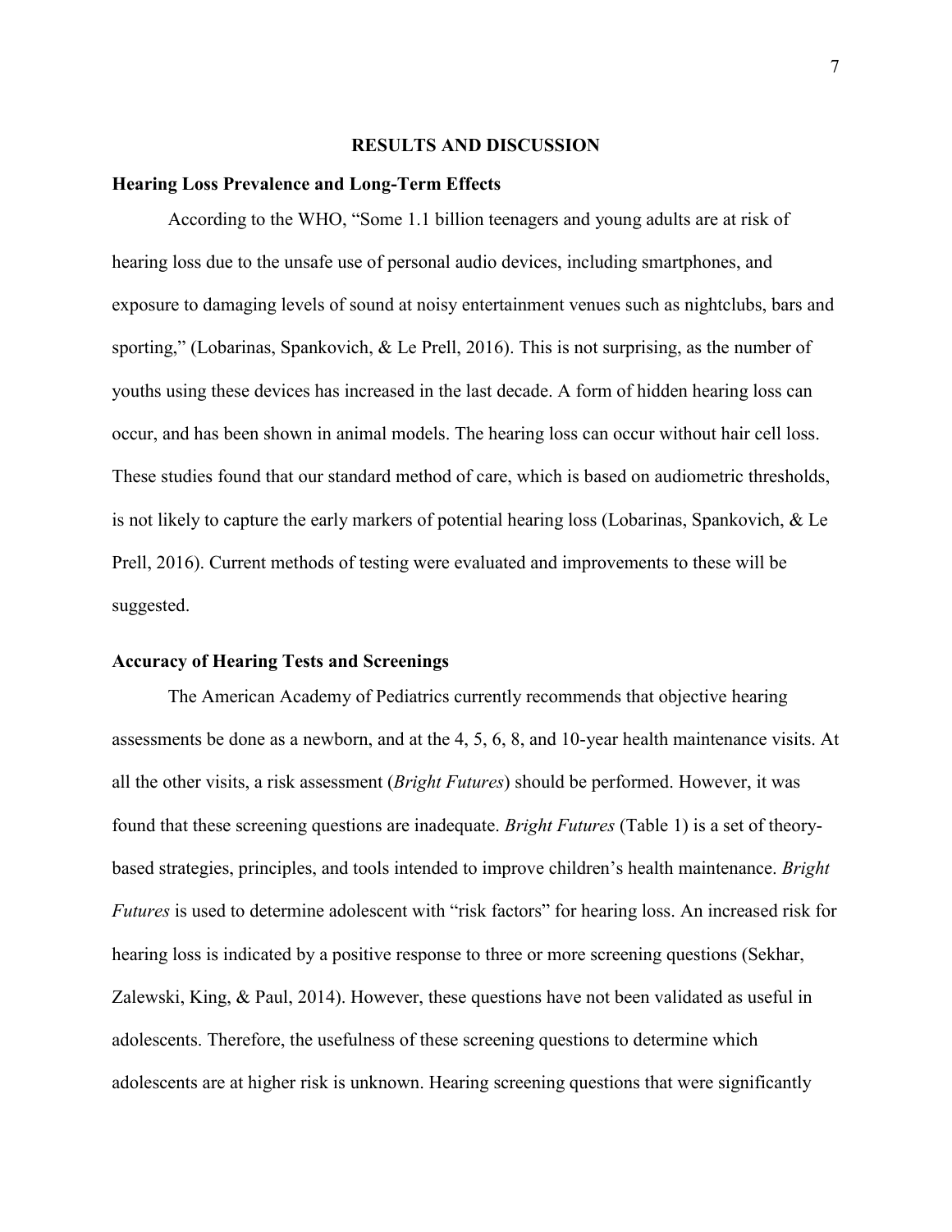## RESULTS AND DISCUSSION

### Hearing Loss Prevalence and Long-Term Effects

According to the WHO, "Some 1.1 billion teenagers and young adults are at risk of hearing loss due to the unsafe use of personal audio devices, including smartphones, and exposure to damaging levels of sound at noisy entertainment venues such as nightclubs, bars and sporting," (Lobarinas, Spankovich, & Le Prell, 2016). This is not surprising, as the number of youths using these devices has increased in the last decade. A form of hidden hearing loss can occur, and has been shown in animal models. The hearing loss can occur without hair cell loss. These studies found that our standard method of care, which is based on audiometric thresholds, is not likely to capture the early markers of potential hearing loss (Lobarinas, Spankovich, & Le Prell, 2016). Current methods of testing were evaluated and improvements to these will be suggested.

### Accuracy of Hearing Tests and Screenings

The American Academy of Pediatrics currently recommends that objective hearing assessments be done as a newborn, and at the 4, 5, 6, 8, and 10-year health maintenance visits. At all the other visits, a risk assessment (*Bright Futures*) should be performed. However, it was found that these screening questions are inadequate. *Bright Futures* (Table 1) is a set of theory-based strategies, principles, and tools intended to improve children's health maintenance. *Bright Futures* is used to determine adolescent with "risk factors" for hearing loss. An increased risk for hearing loss is indicated by a positive response to three or more screening questions (Sekhar, Zalewski, King, & Paul, 2014). However, these questions have not been validated as useful in adolescents. Therefore, the usefulness of these screening questions to determine which adolescents are at higher risk is unknown. Hearing screening questions that were significantly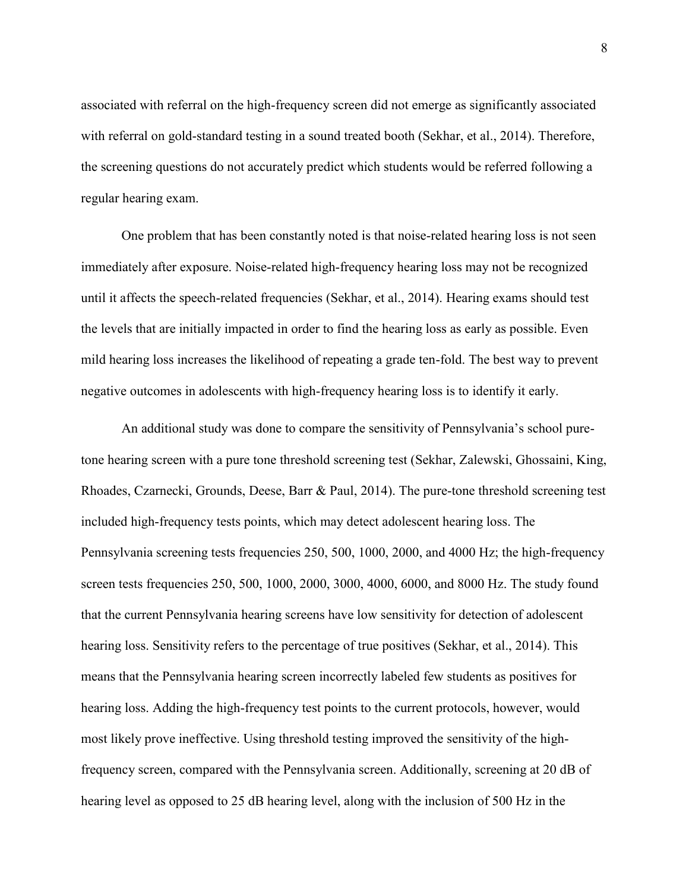associated with referral on the high-frequency screen did not emerge as significantly associated with referral on gold-standard testing in a sound treated booth (Sekhar, et al., 2014). Therefore, the screening questions do not accurately predict which students would be referred following a regular hearing exam.

One problem that has been constantly noted is that noise-related hearing loss is not seen immediately after exposure. Noise-related high-frequency hearing loss may not be recognized until it affects the speech-related frequencies (Sekhar, et al., 2014). Hearing exams should test the levels that are initially impacted in order to find the hearing loss as early as possible. Even mild hearing loss increases the likelihood of repeating a grade ten-fold. The best way to prevent negative outcomes in adolescents with high-frequency hearing loss is to identify it early.

An additional study was done to compare the sensitivity of Pennsylvania's school pure-tone hearing screen with a pure tone threshold screening test (Sekhar, Zalewski, Ghossaini, King, Rhoades, Czarnecki, Grounds, Deese, Barr & Paul, 2014). The pure-tone threshold screening test included high-frequency tests points, which may detect adolescent hearing loss. The Pennsylvania screening tests frequencies 250, 500, 1000, 2000, and 4000 Hz; the high-frequency screen tests frequencies 250, 500, 1000, 2000, 3000, 4000, 6000, and 8000 Hz. The study found that the current Pennsylvania hearing screens have low sensitivity for detection of adolescent hearing loss. Sensitivity refers to the percentage of true positives (Sekhar, et al., 2014). This means that the Pennsylvania hearing screen incorrectly labeled few students as positives for hearing loss. Adding the high-frequency test points to the current protocols, however, would most likely prove ineffective. Using threshold testing improved the sensitivity of the high-frequency screen, compared with the Pennsylvania screen. Additionally, screening at 20 dB of hearing level as opposed to 25 dB hearing level, along with the inclusion of 500 Hz in the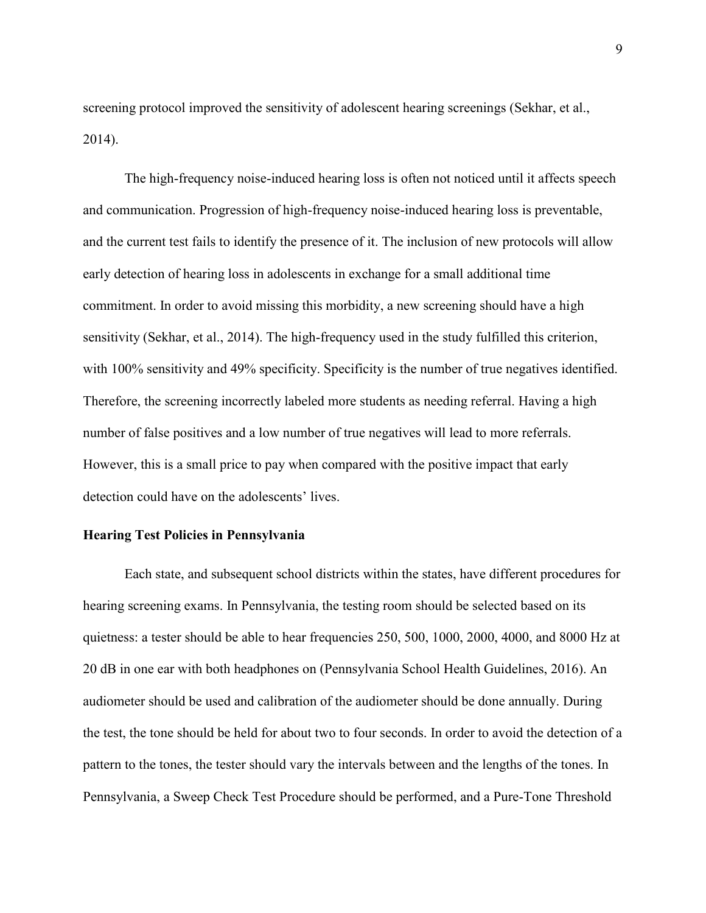screening protocol improved the sensitivity of adolescent hearing screenings (Sekhar, et al., 2014).

The high-frequency noise-induced hearing loss is often not noticed until it affects speech and communication. Progression of high-frequency noise-induced hearing loss is preventable, and the current test fails to identify the presence of it. The inclusion of new protocols will allow early detection of hearing loss in adolescents in exchange for a small additional time commitment. In order to avoid missing this morbidity, a new screening should have a high sensitivity (Sekhar, et al., 2014). The high-frequency used in the study fulfilled this criterion, with 100% sensitivity and 49% specificity. Specificity is the number of true negatives identified. Therefore, the screening incorrectly labeled more students as needing referral. Having a high number of false positives and a low number of true negatives will lead to more referrals. However, this is a small price to pay when compared with the positive impact that early detection could have on the adolescents' lives.

**Hearing Test Policies in Pennsylvania**

Each state, and subsequent school districts within the states, have different procedures for hearing screening exams. In Pennsylvania, the testing room should be selected based on its quietness: a tester should be able to hear frequencies 250, 500, 1000, 2000, 4000, and 8000 Hz at 20 dB in one ear with both headphones on (Pennsylvania School Health Guidelines, 2016). An audiometer should be used and calibration of the audiometer should be done annually. During the test, the tone should be held for about two to four seconds. In order to avoid the detection of a pattern to the tones, the tester should vary the intervals between and the lengths of the tones. In Pennsylvania, a Sweep Check Test Procedure should be performed, and a Pure-Tone Threshold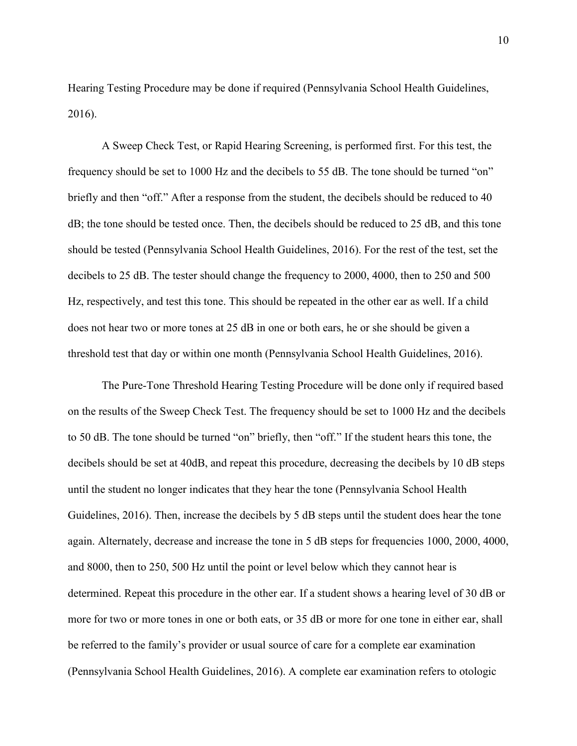Hearing Testing Procedure may be done if required (Pennsylvania School Health Guidelines, 2016).

A Sweep Check Test, or Rapid Hearing Screening, is performed first. For this test, the frequency should be set to 1000 Hz and the decibels to 55 dB. The tone should be turned "on" briefly and then "off." After a response from the student, the decibels should be reduced to 40 dB; the tone should be tested once. Then, the decibels should be reduced to 25 dB, and this tone should be tested (Pennsylvania School Health Guidelines, 2016). For the rest of the test, set the decibels to 25 dB. The tester should change the frequency to 2000, 4000, then to 250 and 500 Hz, respectively, and test this tone. This should be repeated in the other ear as well. If a child does not hear two or more tones at 25 dB in one or both ears, he or she should be given a threshold test that day or within one month (Pennsylvania School Health Guidelines, 2016).

The Pure-Tone Threshold Hearing Testing Procedure will be done only if required based on the results of the Sweep Check Test. The frequency should be set to 1000 Hz and the decibels to 50 dB. The tone should be turned "on" briefly, then "off." If the student hears this tone, the decibels should be set at 40dB, and repeat this procedure, decreasing the decibels by 10 dB steps until the student no longer indicates that they hear the tone (Pennsylvania School Health Guidelines, 2016). Then, increase the decibels by 5 dB steps until the student does hear the tone again. Alternately, decrease and increase the tone in 5 dB steps for frequencies 1000, 2000, 4000, and 8000, then to 250, 500 Hz until the point or level below which they cannot hear is determined. Repeat this procedure in the other ear. If a student shows a hearing level of 30 dB or more for two or more tones in one or both eats, or 35 dB or more for one tone in either ear, shall be referred to the family's provider or usual source of care for a complete ear examination (Pennsylvania School Health Guidelines, 2016). A complete ear examination refers to otologic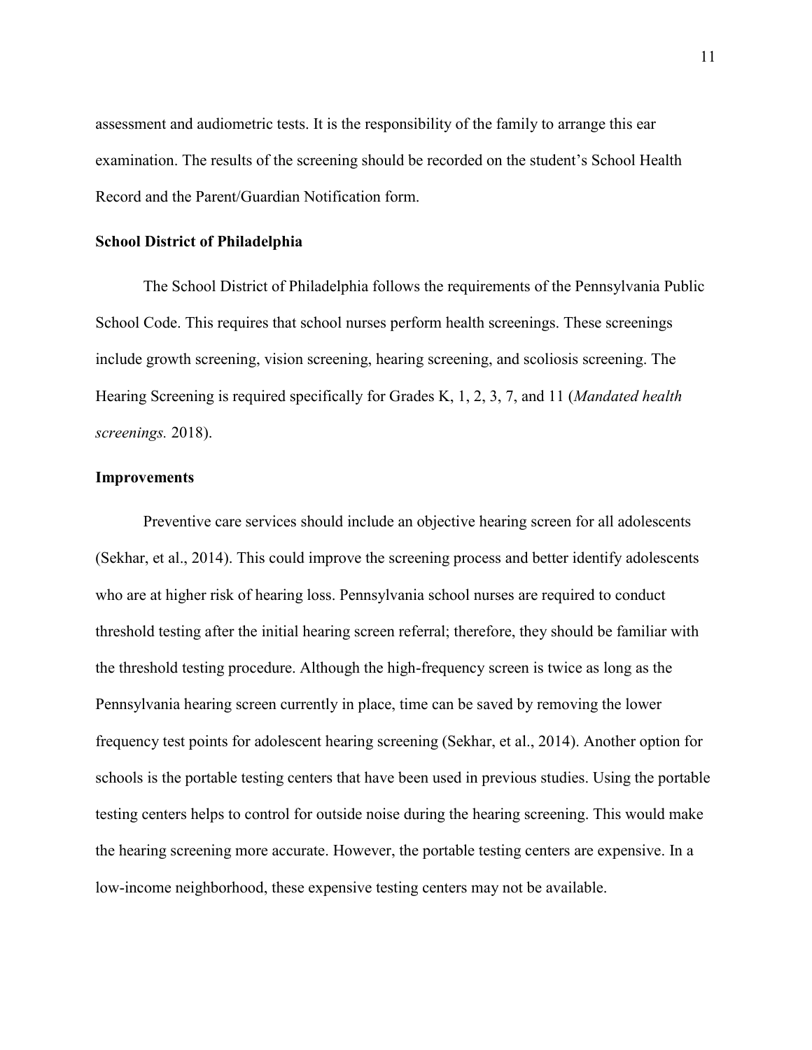assessment and audiometric tests. It is the responsibility of the family to arrange this ear examination. The results of the screening should be recorded on the student's School Health Record and the Parent/Guardian Notification form.

### School District of Philadelphia

The School District of Philadelphia follows the requirements of the Pennsylvania Public School Code. This requires that school nurses perform health screenings. These screenings include growth screening, vision screening, hearing screening, and scoliosis screening. The Hearing Screening is required specifically for Grades K, 1, 2, 3, 7, and 11 (*Mandated health screenings.* 2018).

### Improvements

Preventive care services should include an objective hearing screen for all adolescents (Sekhar, et al., 2014). This could improve the screening process and better identify adolescents who are at higher risk of hearing loss. Pennsylvania school nurses are required to conduct threshold testing after the initial hearing screen referral; therefore, they should be familiar with the threshold testing procedure. Although the high-frequency screen is twice as long as the Pennsylvania hearing screen currently in place, time can be saved by removing the lower frequency test points for adolescent hearing screening (Sekhar, et al., 2014). Another option for schools is the portable testing centers that have been used in previous studies. Using the portable testing centers helps to control for outside noise during the hearing screening. This would make the hearing screening more accurate. However, the portable testing centers are expensive. In a low-income neighborhood, these expensive testing centers may not be available.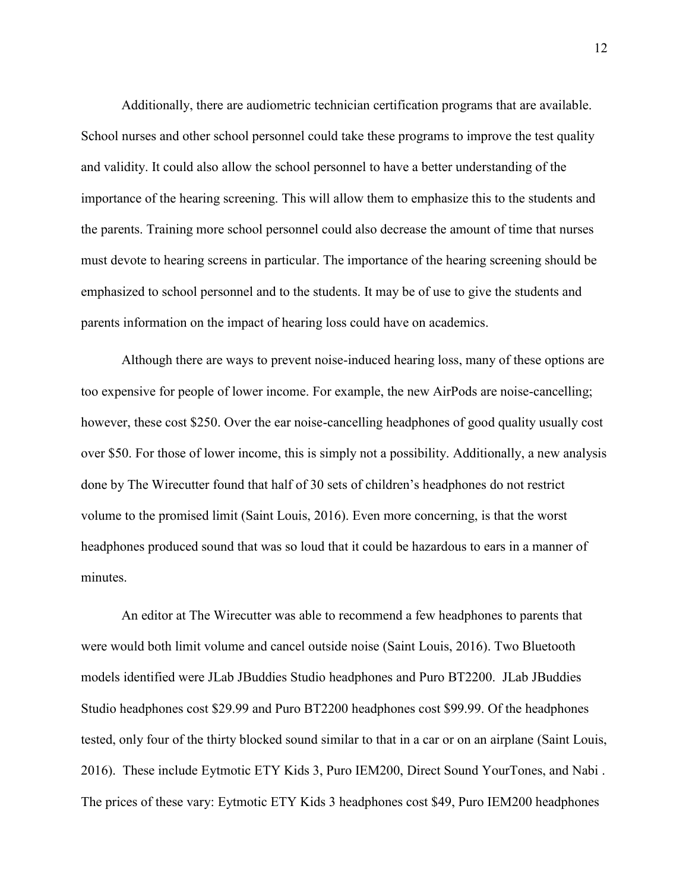Additionally, there are audiometric technician certification programs that are available. School nurses and other school personnel could take these programs to improve the test quality and validity. It could also allow the school personnel to have a better understanding of the importance of the hearing screening. This will allow them to emphasize this to the students and the parents. Training more school personnel could also decrease the amount of time that nurses must devote to hearing screens in particular. The importance of the hearing screening should be emphasized to school personnel and to the students. It may be of use to give the students and parents information on the impact of hearing loss could have on academics.

Although there are ways to prevent noise-induced hearing loss, many of these options are too expensive for people of lower income. For example, the new AirPods are noise-cancelling; however, these cost $250. Over the ear noise-cancelling headphones of good quality usually cost over $50. For those of lower income, this is simply not a possibility. Additionally, a new analysis done by The Wirecutter found that half of 30 sets of children's headphones do not restrict volume to the promised limit (Saint Louis, 2016). Even more concerning, is that the worst headphones produced sound that was so loud that it could be hazardous to ears in a manner of minutes.

An editor at The Wirecutter was able to recommend a few headphones to parents that were would both limit volume and cancel outside noise (Saint Louis, 2016). Two Bluetooth models identified were JLab JBuddies Studio headphones and Puro BT2200. JLab JBuddies Studio headphones cost $29.99 and Puro BT2200 headphones cost $99.99. Of the headphones tested, only four of the thirty blocked sound similar to that in a car or on an airplane (Saint Louis, 2016). These include Eytmotic ETY Kids 3, Puro IEM200, Direct Sound YourTones, and Nabi . The prices of these vary: Eytmotic ETY Kids 3 headphones cost $49, Puro IEM200 headphones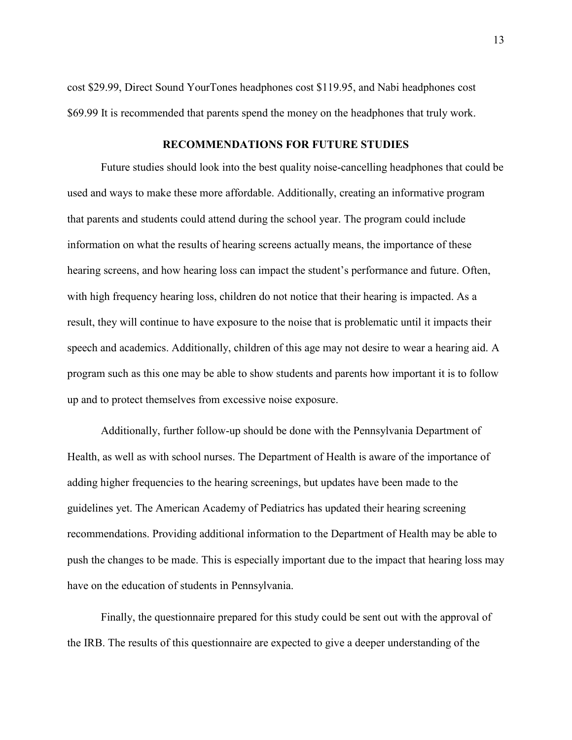cost $29.99, Direct Sound YourTones headphones cost $119.95, and Nabi headphones cost $69.99 It is recommended that parents spend the money on the headphones that truly work.

## RECOMMENDATIONS FOR FUTURE STUDIES

Future studies should look into the best quality noise-cancelling headphones that could be used and ways to make these more affordable. Additionally, creating an informative program that parents and students could attend during the school year. The program could include information on what the results of hearing screens actually means, the importance of these hearing screens, and how hearing loss can impact the student's performance and future. Often, with high frequency hearing loss, children do not notice that their hearing is impacted. As a result, they will continue to have exposure to the noise that is problematic until it impacts their speech and academics. Additionally, children of this age may not desire to wear a hearing aid. A program such as this one may be able to show students and parents how important it is to follow up and to protect themselves from excessive noise exposure.

Additionally, further follow-up should be done with the Pennsylvania Department of Health, as well as with school nurses. The Department of Health is aware of the importance of adding higher frequencies to the hearing screenings, but updates have been made to the guidelines yet. The American Academy of Pediatrics has updated their hearing screening recommendations. Providing additional information to the Department of Health may be able to push the changes to be made. This is especially important due to the impact that hearing loss may have on the education of students in Pennsylvania.

Finally, the questionnaire prepared for this study could be sent out with the approval of the IRB. The results of this questionnaire are expected to give a deeper understanding of the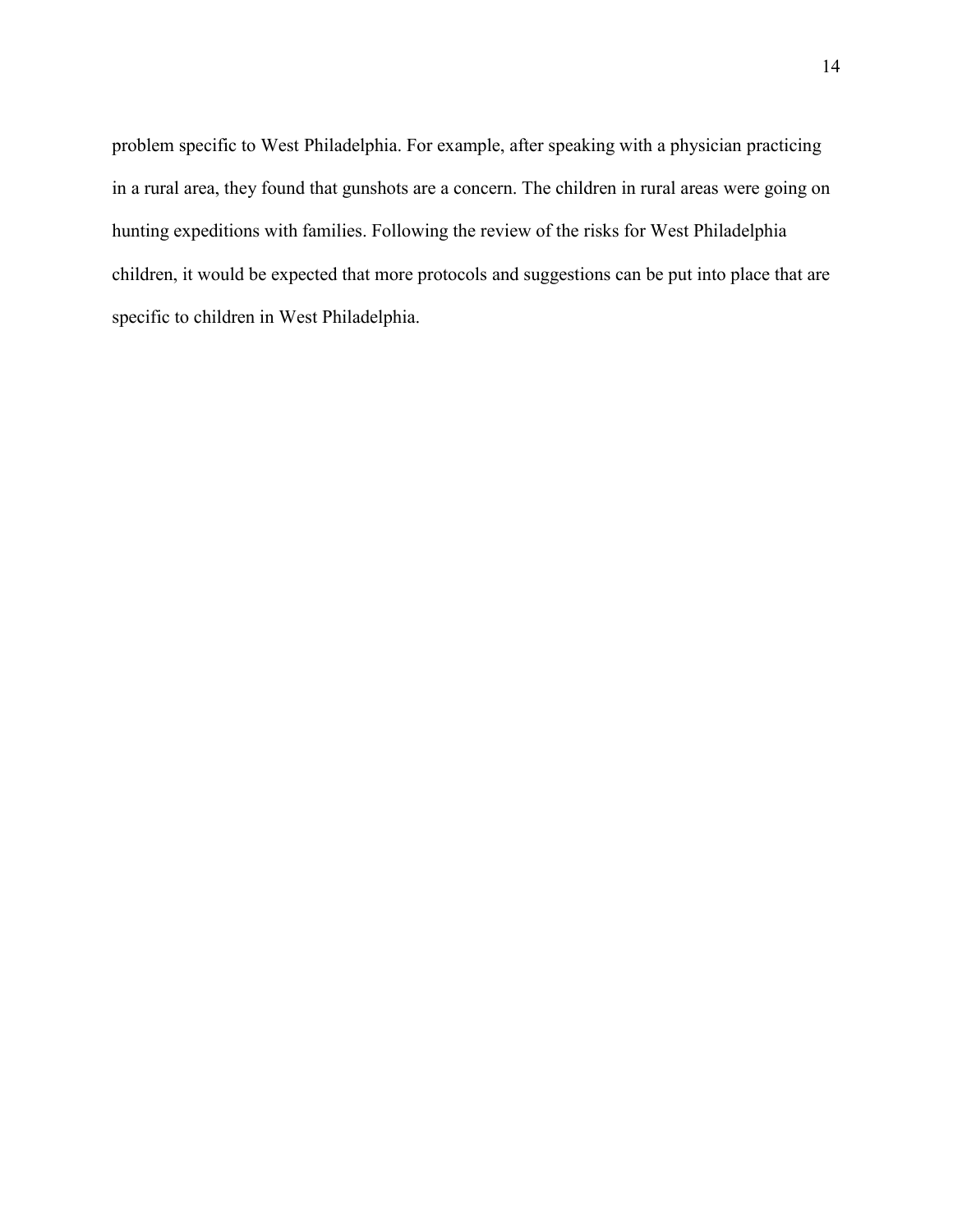problem specific to West Philadelphia. For example, after speaking with a physician practicing in a rural area, they found that gunshots are a concern. The children in rural areas were going on hunting expeditions with families. Following the review of the risks for West Philadelphia children, it would be expected that more protocols and suggestions can be put into place that are specific to children in West Philadelphia.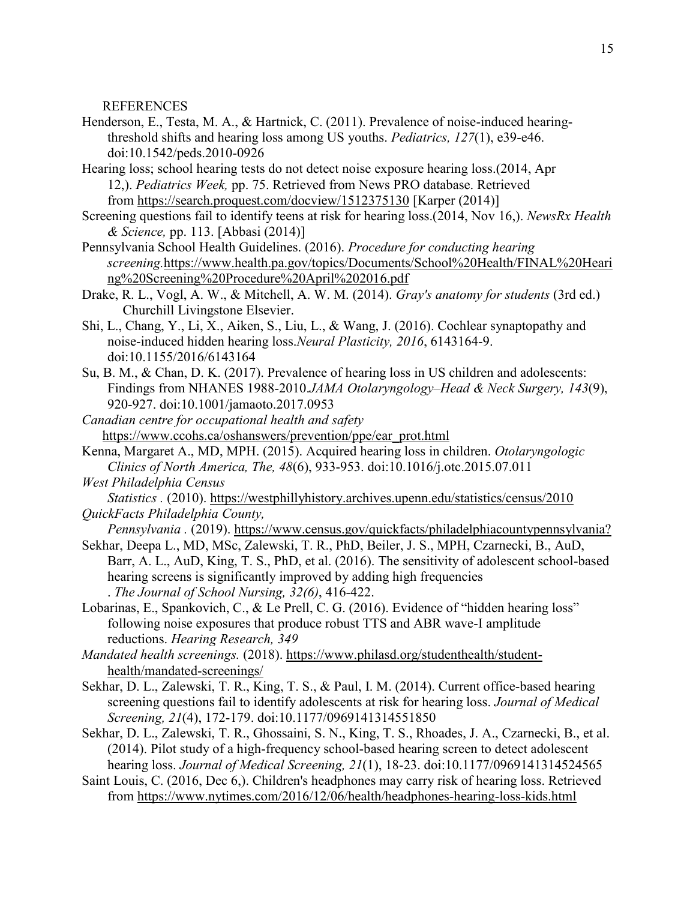# REFERENCES

Henderson, E., Testa, M. A., & Hartnick, C. (2011). Prevalence of noise-induced hearing-threshold shifts and hearing loss among US youths. *Pediatrics, 127*(1), e39-e46. doi:10.1542/peds.2010-0926

Hearing loss; school hearing tests do not detect noise exposure hearing loss.(2014, Apr 12,). *Pediatrics Week,* pp. 75. Retrieved from News PRO database. Retrieved from https://search.proquest.com/docview/1512375130 [Karper (2014)]

Screening questions fail to identify teens at risk for hearing loss.(2014, Nov 16,). *NewsRx Health & Science,* pp. 113. [Abbasi (2014)]

Pennsylvania School Health Guidelines. (2016). *Procedure for conducting hearing screening.*https://www.health.pa.gov/topics/Documents/School%20Health/FINAL%20Hearing%20Screening%20Procedure%20April%202016.pdf

Drake, R. L., Vogl, A. W., & Mitchell, A. W. M. (2014). *Gray's anatomy for students* (3rd ed.) Churchill Livingstone Elsevier.

Shi, L., Chang, Y., Li, X., Aiken, S., Liu, L., & Wang, J. (2016). Cochlear synaptopathy and noise-induced hidden hearing loss.*Neural Plasticity, 2016*, 6143164-9. doi:10.1155/2016/6143164

Su, B. M., & Chan, D. K. (2017). Prevalence of hearing loss in US children and adolescents: Findings from NHANES 1988-2010.*JAMA Otolaryngology–Head & Neck Surgery, 143*(9), 920-927. doi:10.1001/jamaoto.2017.0953

*Canadian centre for occupational health and safety* https://www.ccohs.ca/oshanswers/prevention/ppe/ear_prot.html

Kenna, Margaret A., MD, MPH. (2015). Acquired hearing loss in children. *Otolaryngologic Clinics of North America, The, 48*(6), 933-953. doi:10.1016/j.otc.2015.07.011

*West Philadelphia Census Statistics* . (2010). https://westphillyhistory.archives.upenn.edu/statistics/census/2010

*QuickFacts Philadelphia County, Pennsylvania* . (2019). https://www.census.gov/quickfacts/philadelphiacountypennsylvania?

Sekhar, Deepa L., MD, MSc, Zalewski, T. R., PhD, Beiler, J. S., MPH, Czarnecki, B., AuD, Barr, A. L., AuD, King, T. S., PhD, et al. (2016). The sensitivity of adolescent school-based hearing screens is significantly improved by adding high frequencies . *The Journal of School Nursing, 32(6)*, 416-422.

Lobarinas, E., Spankovich, C., & Le Prell, C. G. (2016). Evidence of "hidden hearing loss" following noise exposures that produce robust TTS and ABR wave-I amplitude reductions. *Hearing Research, 349*

*Mandated health screenings.* (2018). https://www.philasd.org/studenthealth/student-health/mandated-screenings/

Sekhar, D. L., Zalewski, T. R., King, T. S., & Paul, I. M. (2014). Current office-based hearing screening questions fail to identify adolescents at risk for hearing loss. *Journal of Medical Screening, 21*(4), 172-179. doi:10.1177/0969141314551850

Sekhar, D. L., Zalewski, T. R., Ghossaini, S. N., King, T. S., Rhoades, J. A., Czarnecki, B., et al. (2014). Pilot study of a high-frequency school-based hearing screen to detect adolescent hearing loss. *Journal of Medical Screening, 21*(1), 18-23. doi:10.1177/0969141314524565

Saint Louis, C. (2016, Dec 6,). Children's headphones may carry risk of hearing loss. Retrieved from https://www.nytimes.com/2016/12/06/health/headphones-hearing-loss-kids.html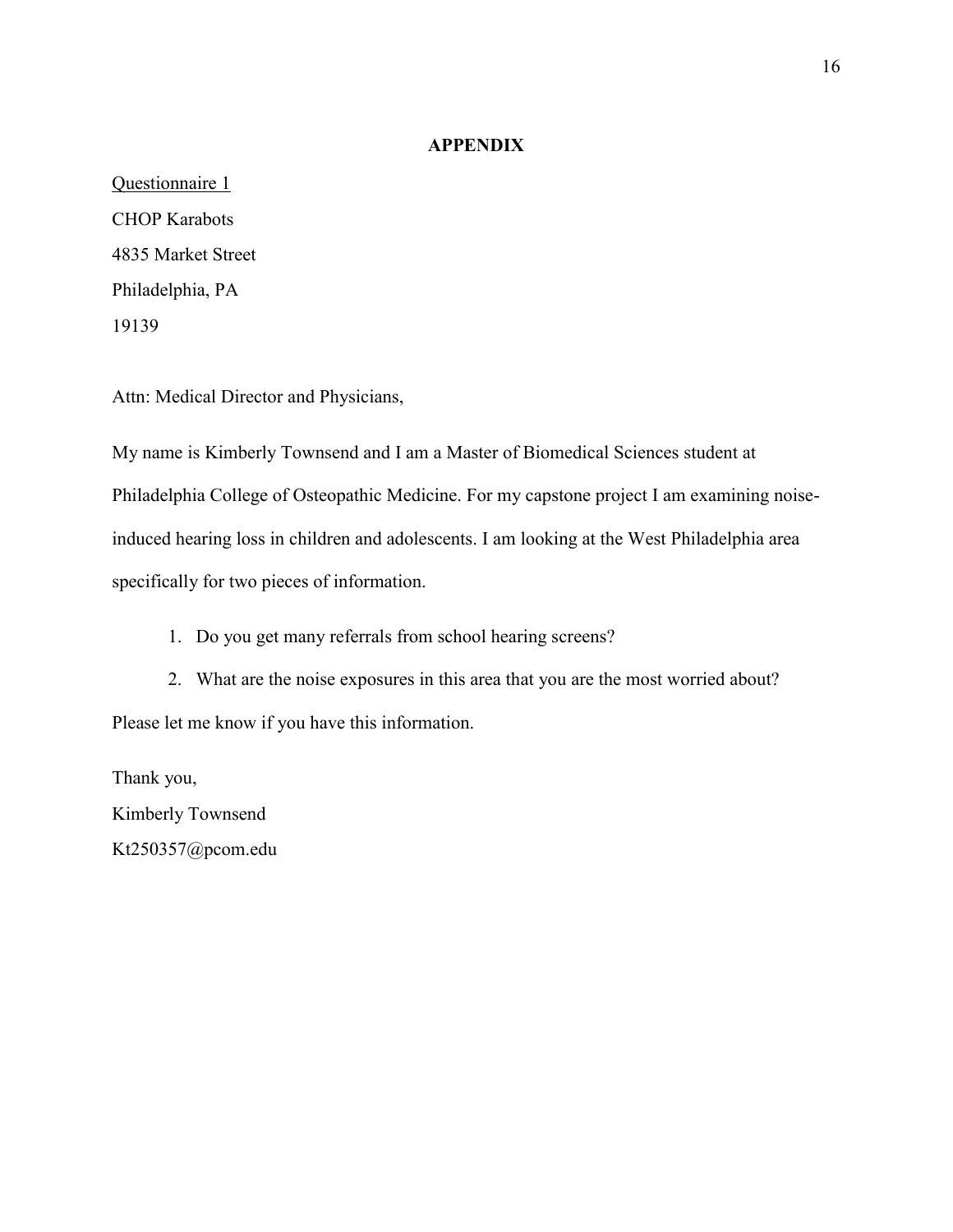## APPENDIX

Questionnaire 1

CHOP Karabots

4835 Market Street

Philadelphia, PA

19139

Attn: Medical Director and Physicians,

My name is Kimberly Townsend and I am a Master of Biomedical Sciences student at Philadelphia College of Osteopathic Medicine. For my capstone project I am examining noise-induced hearing loss in children and adolescents. I am looking at the West Philadelphia area specifically for two pieces of information.

1. Do you get many referrals from school hearing screens?
2. What are the noise exposures in this area that you are the most worried about?

Please let me know if you have this information.

Thank you,

Kimberly Townsend

Kt250357@pcom.edu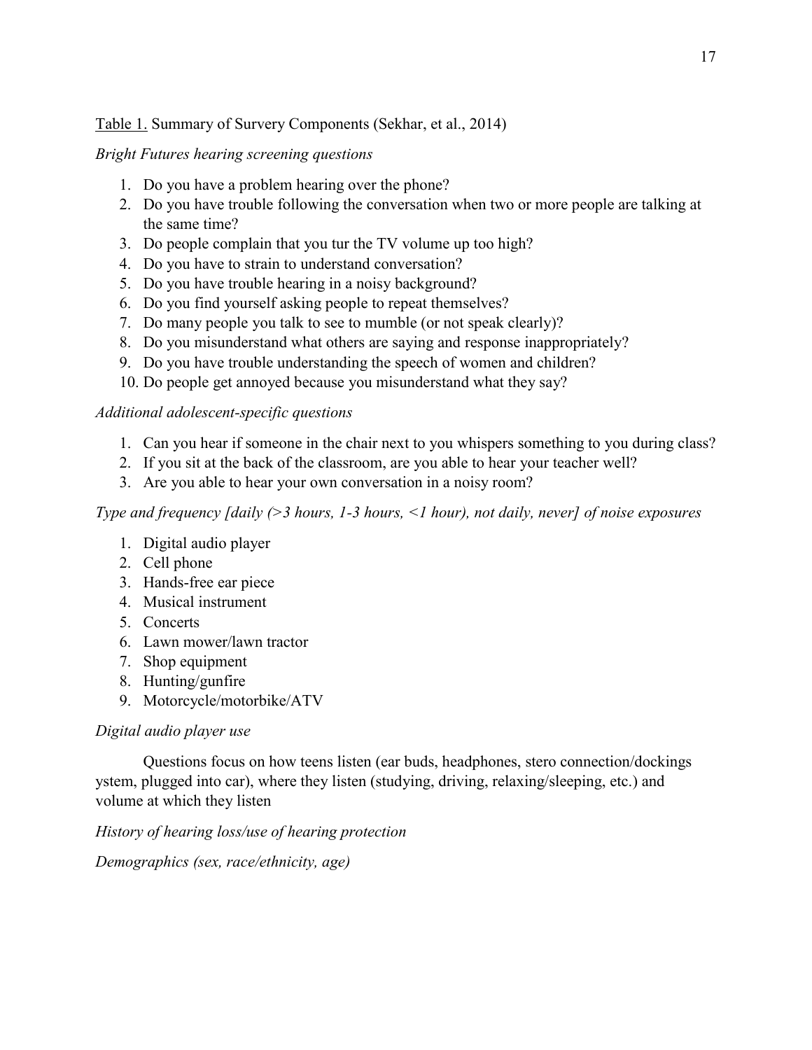Table 1. Summary of Survery Components (Sekhar, et al., 2014)

*Bright Futures hearing screening questions*

1. Do you have a problem hearing over the phone?
2. Do you have trouble following the conversation when two or more people are talking at the same time?
3. Do people complain that you tur the TV volume up too high?
4. Do you have to strain to understand conversation?
5. Do you have trouble hearing in a noisy background?
6. Do you find yourself asking people to repeat themselves?
7. Do many people you talk to see to mumble (or not speak clearly)?
8. Do you misunderstand what others are saying and response inappropriately?
9. Do you have trouble understanding the speech of women and children?
10. Do people get annoyed because you misunderstand what they say?

*Additional adolescent-specific questions*

1. Can you hear if someone in the chair next to you whispers something to you during class?
2. If you sit at the back of the classroom, are you able to hear your teacher well?
3. Are you able to hear your own conversation in a noisy room?

*Type and frequency [daily (>3 hours, 1-3 hours, <1 hour), not daily, never] of noise exposures*

1. Digital audio player
2. Cell phone
3. Hands-free ear piece
4. Musical instrument
5. Concerts
6. Lawn mower/lawn tractor
7. Shop equipment
8. Hunting/gunfire
9. Motorcycle/motorbike/ATV

*Digital audio player use*

Questions focus on how teens listen (ear buds, headphones, stero connection/dockings ystem, plugged into car), where they listen (studying, driving, relaxing/sleeping, etc.) and volume at which they listen

*History of hearing loss/use of hearing protection*

*Demographics (sex, race/ethnicity, age)*